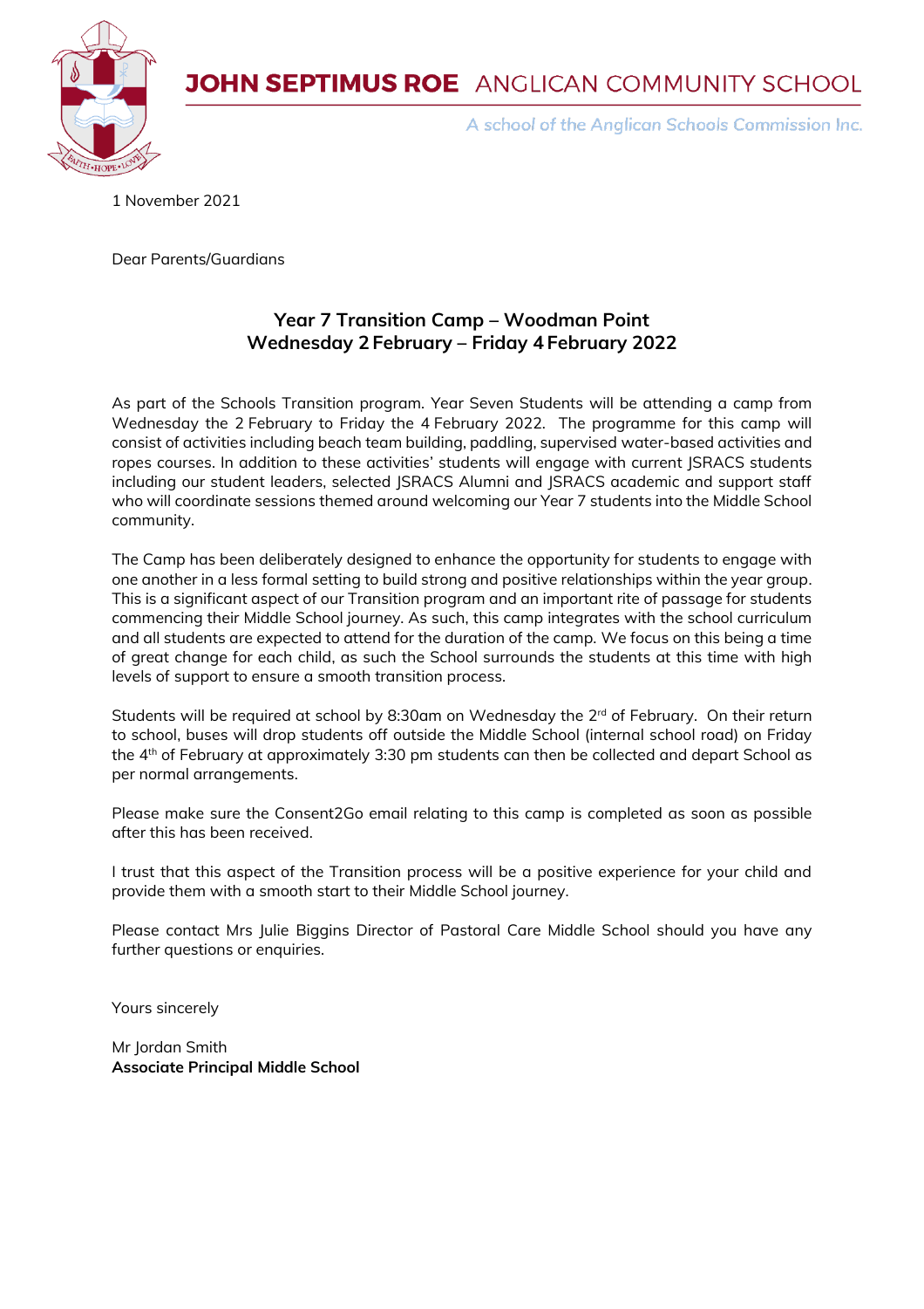# JOHN SEPTIMUS ROE ANGLICAN COMMUNITY SCHOOL

*A school of the Anglican Schools Commission Inc.*

1 November 2021

Dear Parents/Guardians

## Year 7 Transition Camp – Woodman Point
## Wednesday 2 February – Friday 4 February 2022

As part of the Schools Transition program. Year Seven Students will be attending a camp from Wednesday the 2 February to Friday the 4 February 2022. The programme for this camp will consist of activities including beach team building, paddling, supervised water-based activities and ropes courses. In addition to these activities' students will engage with current JSRACS students including our student leaders, selected JSRACS Alumni and JSRACS academic and support staff who will coordinate sessions themed around welcoming our Year 7 students into the Middle School community.

The Camp has been deliberately designed to enhance the opportunity for students to engage with one another in a less formal setting to build strong and positive relationships within the year group. This is a significant aspect of our Transition program and an important rite of passage for students commencing their Middle School journey. As such, this camp integrates with the school curriculum and all students are expected to attend for the duration of the camp. We focus on this being a time of great change for each child, as such the School surrounds the students at this time with high levels of support to ensure a smooth transition process.

Students will be required at school by 8:30am on Wednesday the 2rd of February. On their return to school, buses will drop students off outside the Middle School (internal school road) on Friday the 4th of February at approximately 3:30 pm students can then be collected and depart School as per normal arrangements.

Please make sure the Consent2Go email relating to this camp is completed as soon as possible after this has been received.

I trust that this aspect of the Transition process will be a positive experience for your child and provide them with a smooth start to their Middle School journey.

Please contact Mrs Julie Biggins Director of Pastoral Care Middle School should you have any further questions or enquiries.

Yours sincerely

Mr Jordan Smith
**Associate Principal Middle School**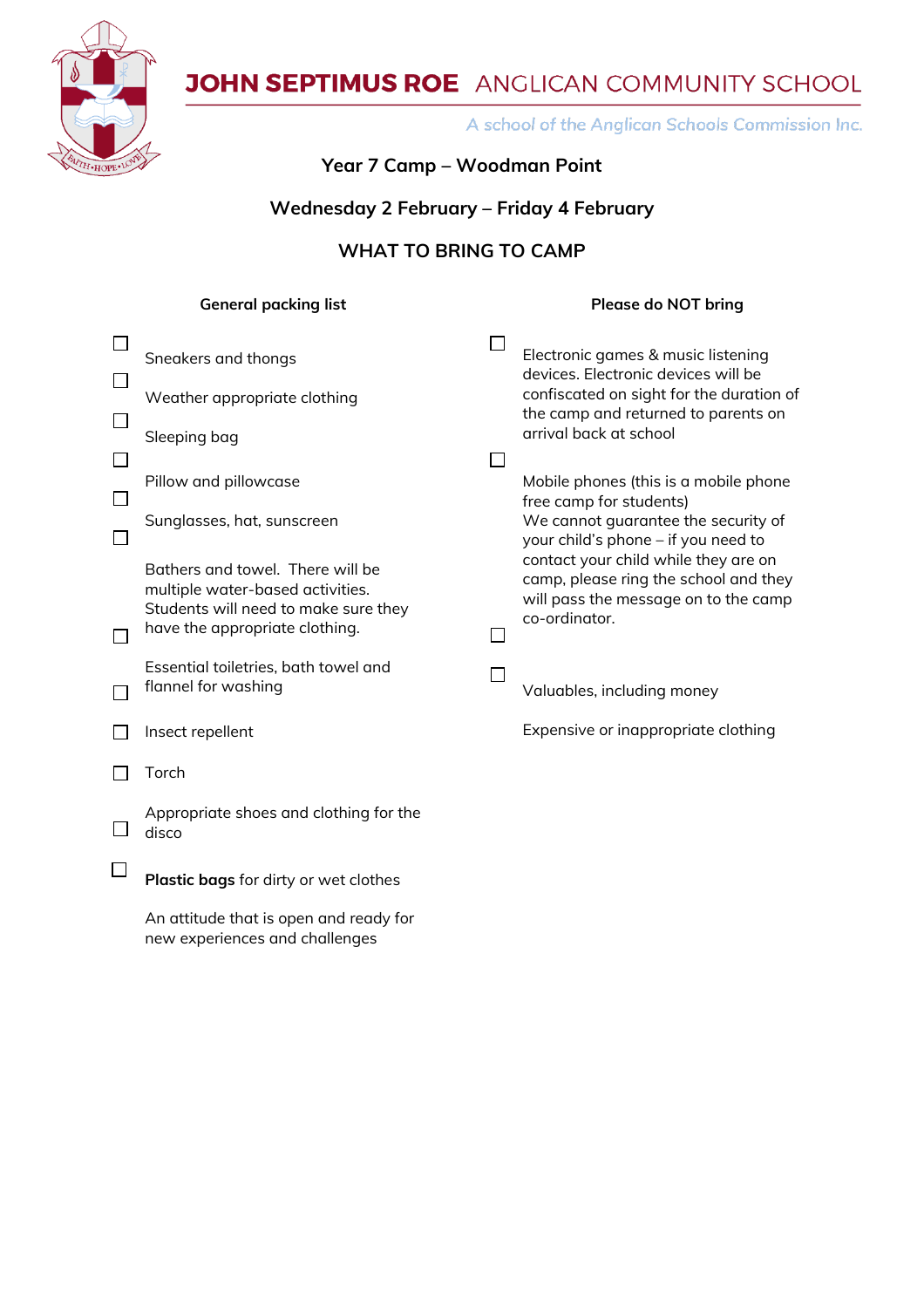# JOHN SEPTIMUS ROE ANGLICAN COMMUNITY SCHOOL

*A school of the Anglican Schools Commission Inc.*

## Year 7 Camp – Woodman Point

## Wednesday 2 February – Friday 4 February

## WHAT TO BRING TO CAMP

### General packing list

- ☐ Sneakers and thongs
- ☐ Weather appropriate clothing
- ☐ Sleeping bag
- ☐ Pillow and pillowcase
- ☐ Sunglasses, hat, sunscreen
- ☐ Bathers and towel. There will be multiple water-based activities. Students will need to make sure they have the appropriate clothing.
- ☐ Essential toiletries, bath towel and flannel for washing
- ☐ Insect repellent
- ☐ Torch
- ☐ Appropriate shoes and clothing for the disco
- ☐ **Plastic bags** for dirty or wet clothes
- An attitude that is open and ready for new experiences and challenges

### Please do NOT bring

- ☐ Electronic games & music listening devices. Electronic devices will be confiscated on sight for the duration of the camp and returned to parents on arrival back at school
- ☐ Mobile phones (this is a mobile phone free camp for students) We cannot guarantee the security of your child's phone – if you need to contact your child while they are on camp, please ring the school and they will pass the message on to the camp co-ordinator.
- ☐ Valuables, including money
- ☐ Expensive or inappropriate clothing